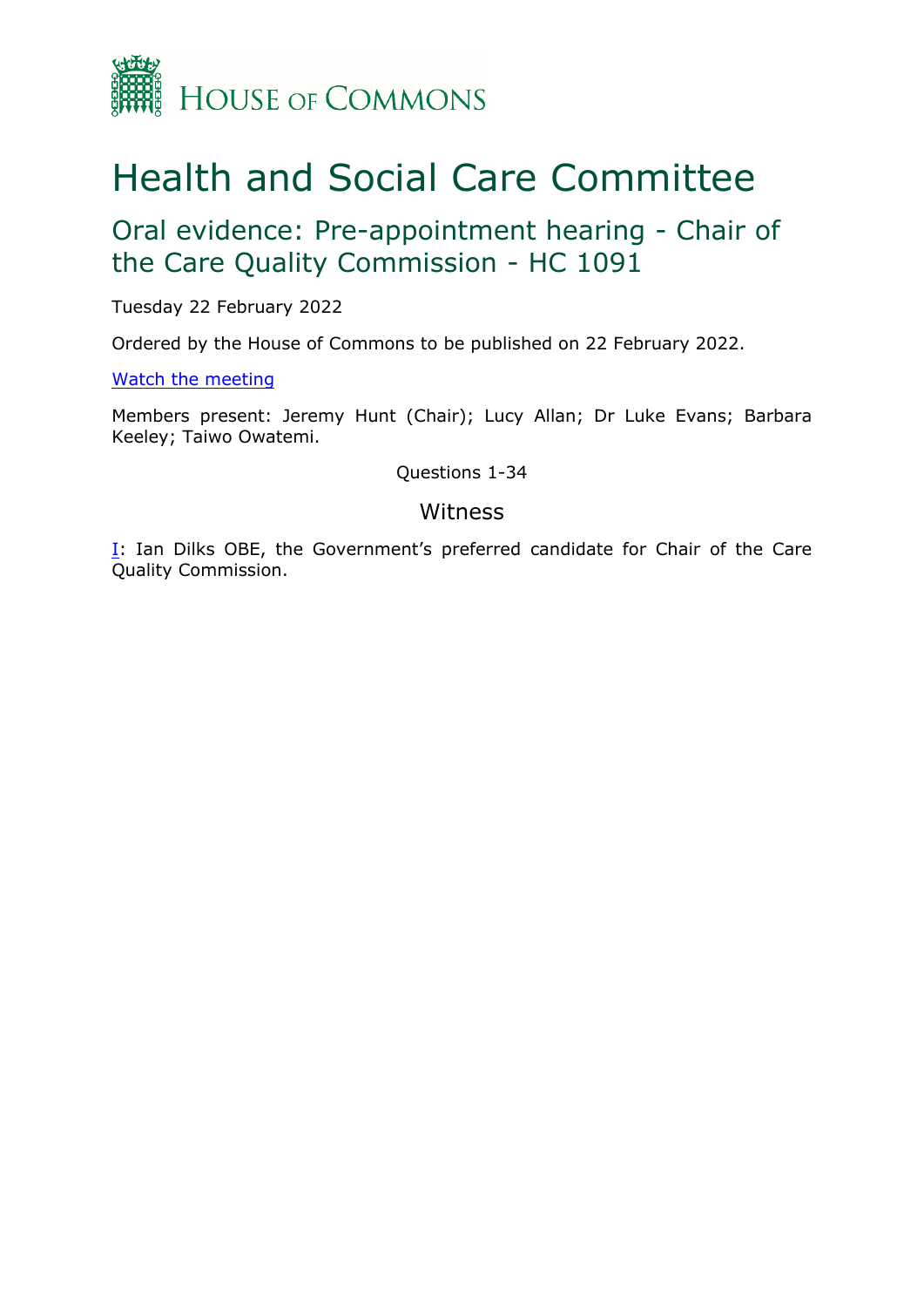HOUSE OF COMMONS

# Health and Social Care Committee

## Oral evidence: Pre-appointment hearing - Chair of the Care Quality Commission - HC 1091

Tuesday 22 February 2022

Ordered by the House of Commons to be published on 22 February 2022.

[Watch the meeting]

Members present: Jeremy Hunt (Chair); Lucy Allan; Dr Luke Evans; Barbara Keeley; Taiwo Owatemi.

Questions 1-34

### Witness

[I]: Ian Dilks OBE, the Government's preferred candidate for Chair of the Care Quality Commission.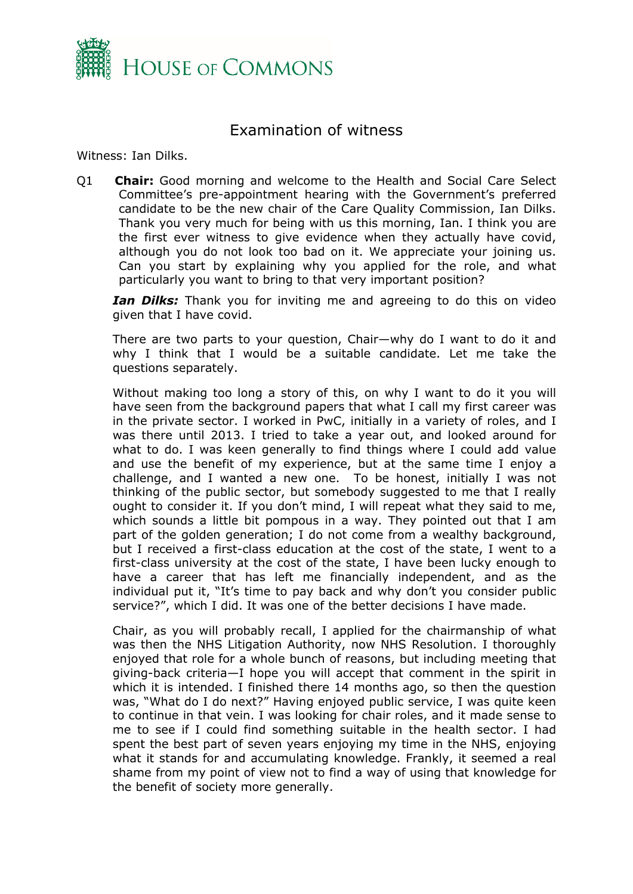# Examination of witness

Witness: Ian Dilks.

Q1 **Chair:** Good morning and welcome to the Health and Social Care Select Committee's pre-appointment hearing with the Government's preferred candidate to be the new chair of the Care Quality Commission, Ian Dilks. Thank you very much for being with us this morning, Ian. I think you are the first ever witness to give evidence when they actually have covid, although you do not look too bad on it. We appreciate your joining us. Can you start by explaining why you applied for the role, and what particularly you want to bring to that very important position?

***Ian Dilks:*** Thank you for inviting me and agreeing to do this on video given that I have covid.

There are two parts to your question, Chair—why do I want to do it and why I think that I would be a suitable candidate. Let me take the questions separately.

Without making too long a story of this, on why I want to do it you will have seen from the background papers that what I call my first career was in the private sector. I worked in PwC, initially in a variety of roles, and I was there until 2013. I tried to take a year out, and looked around for what to do. I was keen generally to find things where I could add value and use the benefit of my experience, but at the same time I enjoy a challenge, and I wanted a new one. To be honest, initially I was not thinking of the public sector, but somebody suggested to me that I really ought to consider it. If you don't mind, I will repeat what they said to me, which sounds a little bit pompous in a way. They pointed out that I am part of the golden generation; I do not come from a wealthy background, but I received a first-class education at the cost of the state, I went to a first-class university at the cost of the state, I have been lucky enough to have a career that has left me financially independent, and as the individual put it, "It's time to pay back and why don't you consider public service?", which I did. It was one of the better decisions I have made.

Chair, as you will probably recall, I applied for the chairmanship of what was then the NHS Litigation Authority, now NHS Resolution. I thoroughly enjoyed that role for a whole bunch of reasons, but including meeting that giving-back criteria—I hope you will accept that comment in the spirit in which it is intended. I finished there 14 months ago, so then the question was, "What do I do next?" Having enjoyed public service, I was quite keen to continue in that vein. I was looking for chair roles, and it made sense to me to see if I could find something suitable in the health sector. I had spent the best part of seven years enjoying my time in the NHS, enjoying what it stands for and accumulating knowledge. Frankly, it seemed a real shame from my point of view not to find a way of using that knowledge for the benefit of society more generally.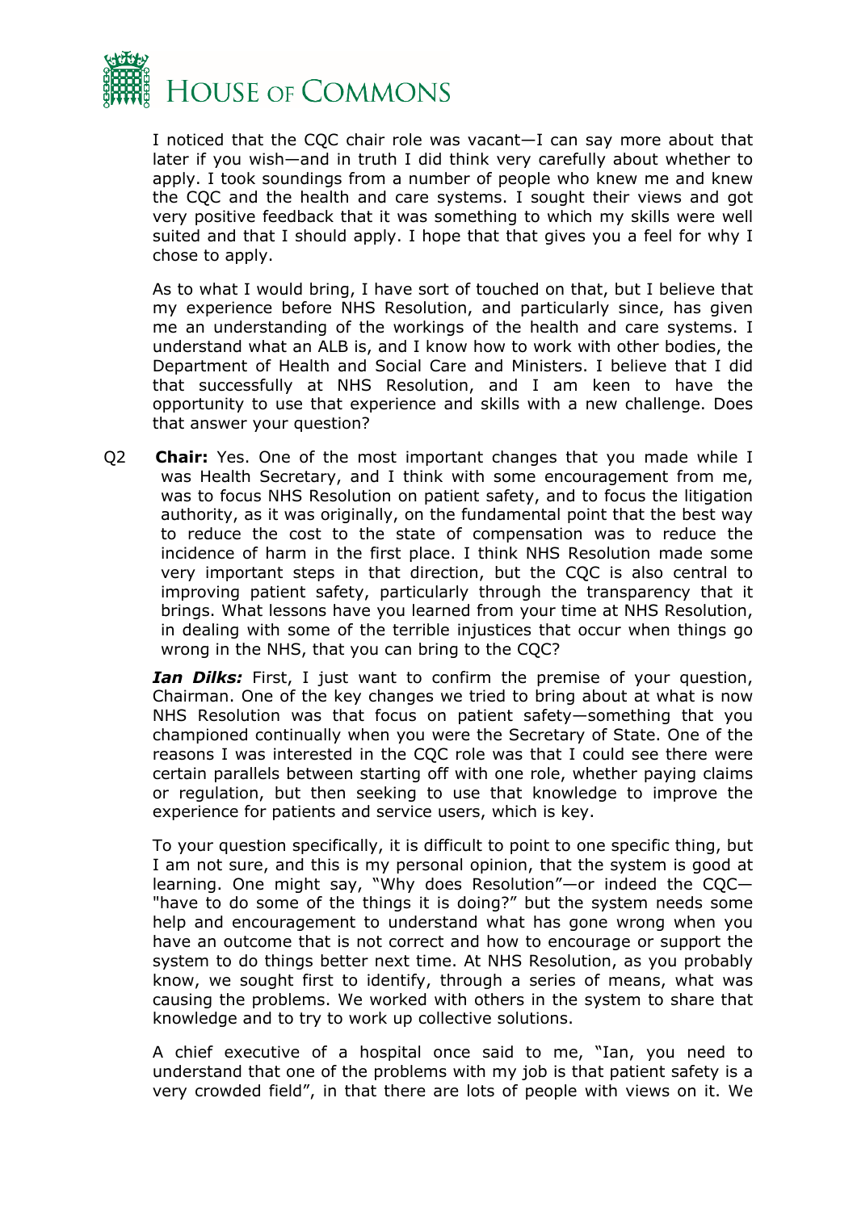I noticed that the CQC chair role was vacant—I can say more about that later if you wish—and in truth I did think very carefully about whether to apply. I took soundings from a number of people who knew me and knew the CQC and the health and care systems. I sought their views and got very positive feedback that it was something to which my skills were well suited and that I should apply. I hope that that gives you a feel for why I chose to apply.

As to what I would bring, I have sort of touched on that, but I believe that my experience before NHS Resolution, and particularly since, has given me an understanding of the workings of the health and care systems. I understand what an ALB is, and I know how to work with other bodies, the Department of Health and Social Care and Ministers. I believe that I did that successfully at NHS Resolution, and I am keen to have the opportunity to use that experience and skills with a new challenge. Does that answer your question?

Q2 **Chair:** Yes. One of the most important changes that you made while I was Health Secretary, and I think with some encouragement from me, was to focus NHS Resolution on patient safety, and to focus the litigation authority, as it was originally, on the fundamental point that the best way to reduce the cost to the state of compensation was to reduce the incidence of harm in the first place. I think NHS Resolution made some very important steps in that direction, but the CQC is also central to improving patient safety, particularly through the transparency that it brings. What lessons have you learned from your time at NHS Resolution, in dealing with some of the terrible injustices that occur when things go wrong in the NHS, that you can bring to the CQC?

***Ian Dilks:*** First, I just want to confirm the premise of your question, Chairman. One of the key changes we tried to bring about at what is now NHS Resolution was that focus on patient safety—something that you championed continually when you were the Secretary of State. One of the reasons I was interested in the CQC role was that I could see there were certain parallels between starting off with one role, whether paying claims or regulation, but then seeking to use that knowledge to improve the experience for patients and service users, which is key.

To your question specifically, it is difficult to point to one specific thing, but I am not sure, and this is my personal opinion, that the system is good at learning. One might say, "Why does Resolution"—or indeed the CQC—"have to do some of the things it is doing?" but the system needs some help and encouragement to understand what has gone wrong when you have an outcome that is not correct and how to encourage or support the system to do things better next time. At NHS Resolution, as you probably know, we sought first to identify, through a series of means, what was causing the problems. We worked with others in the system to share that knowledge and to try to work up collective solutions.

A chief executive of a hospital once said to me, "Ian, you need to understand that one of the problems with my job is that patient safety is a very crowded field", in that there are lots of people with views on it. We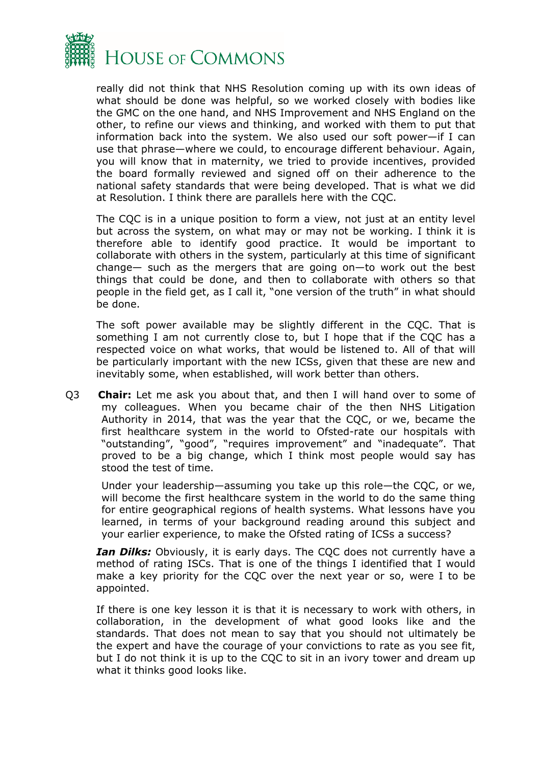really did not think that NHS Resolution coming up with its own ideas of what should be done was helpful, so we worked closely with bodies like the GMC on the one hand, and NHS Improvement and NHS England on the other, to refine our views and thinking, and worked with them to put that information back into the system. We also used our soft power—if I can use that phrase—where we could, to encourage different behaviour. Again, you will know that in maternity, we tried to provide incentives, provided the board formally reviewed and signed off on their adherence to the national safety standards that were being developed. That is what we did at Resolution. I think there are parallels here with the CQC.

The CQC is in a unique position to form a view, not just at an entity level but across the system, on what may or may not be working. I think it is therefore able to identify good practice. It would be important to collaborate with others in the system, particularly at this time of significant change— such as the mergers that are going on—to work out the best things that could be done, and then to collaborate with others so that people in the field get, as I call it, "one version of the truth" in what should be done.

The soft power available may be slightly different in the CQC. That is something I am not currently close to, but I hope that if the CQC has a respected voice on what works, that would be listened to. All of that will be particularly important with the new ICSs, given that these are new and inevitably some, when established, will work better than others.

Q3 **Chair:** Let me ask you about that, and then I will hand over to some of my colleagues. When you became chair of the then NHS Litigation Authority in 2014, that was the year that the CQC, or we, became the first healthcare system in the world to Ofsted-rate our hospitals with "outstanding", "good", "requires improvement" and "inadequate". That proved to be a big change, which I think most people would say has stood the test of time.

Under your leadership—assuming you take up this role—the CQC, or we, will become the first healthcare system in the world to do the same thing for entire geographical regions of health systems. What lessons have you learned, in terms of your background reading around this subject and your earlier experience, to make the Ofsted rating of ICSs a success?

***Ian Dilks:*** Obviously, it is early days. The CQC does not currently have a method of rating ISCs. That is one of the things I identified that I would make a key priority for the CQC over the next year or so, were I to be appointed.

If there is one key lesson it is that it is necessary to work with others, in collaboration, in the development of what good looks like and the standards. That does not mean to say that you should not ultimately be the expert and have the courage of your convictions to rate as you see fit, but I do not think it is up to the CQC to sit in an ivory tower and dream up what it thinks good looks like.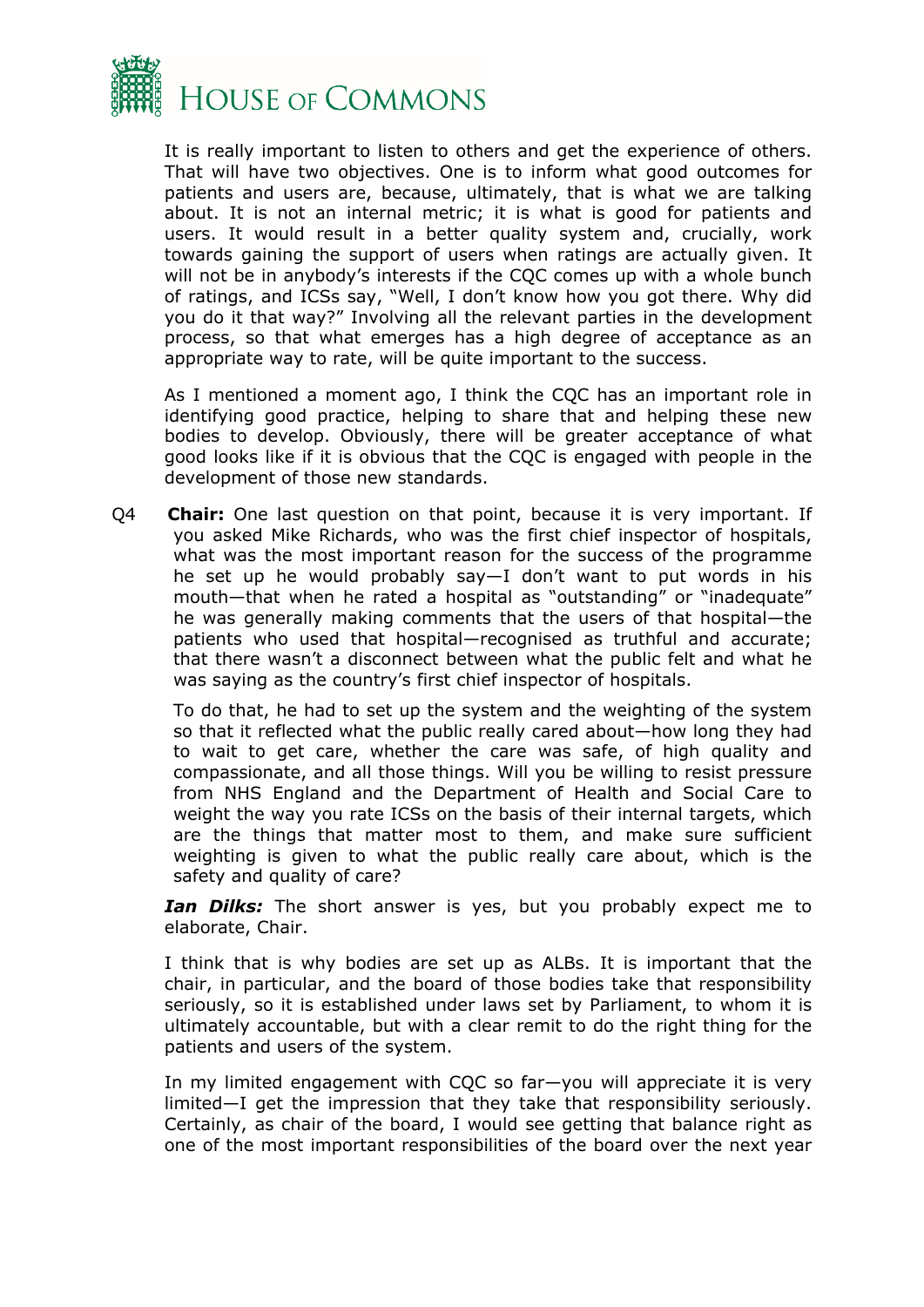It is really important to listen to others and get the experience of others. That will have two objectives. One is to inform what good outcomes for patients and users are, because, ultimately, that is what we are talking about. It is not an internal metric; it is what is good for patients and users. It would result in a better quality system and, crucially, work towards gaining the support of users when ratings are actually given. It will not be in anybody's interests if the CQC comes up with a whole bunch of ratings, and ICSs say, "Well, I don't know how you got there. Why did you do it that way?" Involving all the relevant parties in the development process, so that what emerges has a high degree of acceptance as an appropriate way to rate, will be quite important to the success.

As I mentioned a moment ago, I think the CQC has an important role in identifying good practice, helping to share that and helping these new bodies to develop. Obviously, there will be greater acceptance of what good looks like if it is obvious that the CQC is engaged with people in the development of those new standards.

Q4 **Chair:** One last question on that point, because it is very important. If you asked Mike Richards, who was the first chief inspector of hospitals, what was the most important reason for the success of the programme he set up he would probably say—I don't want to put words in his mouth—that when he rated a hospital as "outstanding" or "inadequate" he was generally making comments that the users of that hospital—the patients who used that hospital—recognised as truthful and accurate; that there wasn't a disconnect between what the public felt and what he was saying as the country's first chief inspector of hospitals.

To do that, he had to set up the system and the weighting of the system so that it reflected what the public really cared about—how long they had to wait to get care, whether the care was safe, of high quality and compassionate, and all those things. Will you be willing to resist pressure from NHS England and the Department of Health and Social Care to weight the way you rate ICSs on the basis of their internal targets, which are the things that matter most to them, and make sure sufficient weighting is given to what the public really care about, which is the safety and quality of care?

***Ian Dilks:*** The short answer is yes, but you probably expect me to elaborate, Chair.

I think that is why bodies are set up as ALBs. It is important that the chair, in particular, and the board of those bodies take that responsibility seriously, so it is established under laws set by Parliament, to whom it is ultimately accountable, but with a clear remit to do the right thing for the patients and users of the system.

In my limited engagement with CQC so far—you will appreciate it is very limited—I get the impression that they take that responsibility seriously. Certainly, as chair of the board, I would see getting that balance right as one of the most important responsibilities of the board over the next year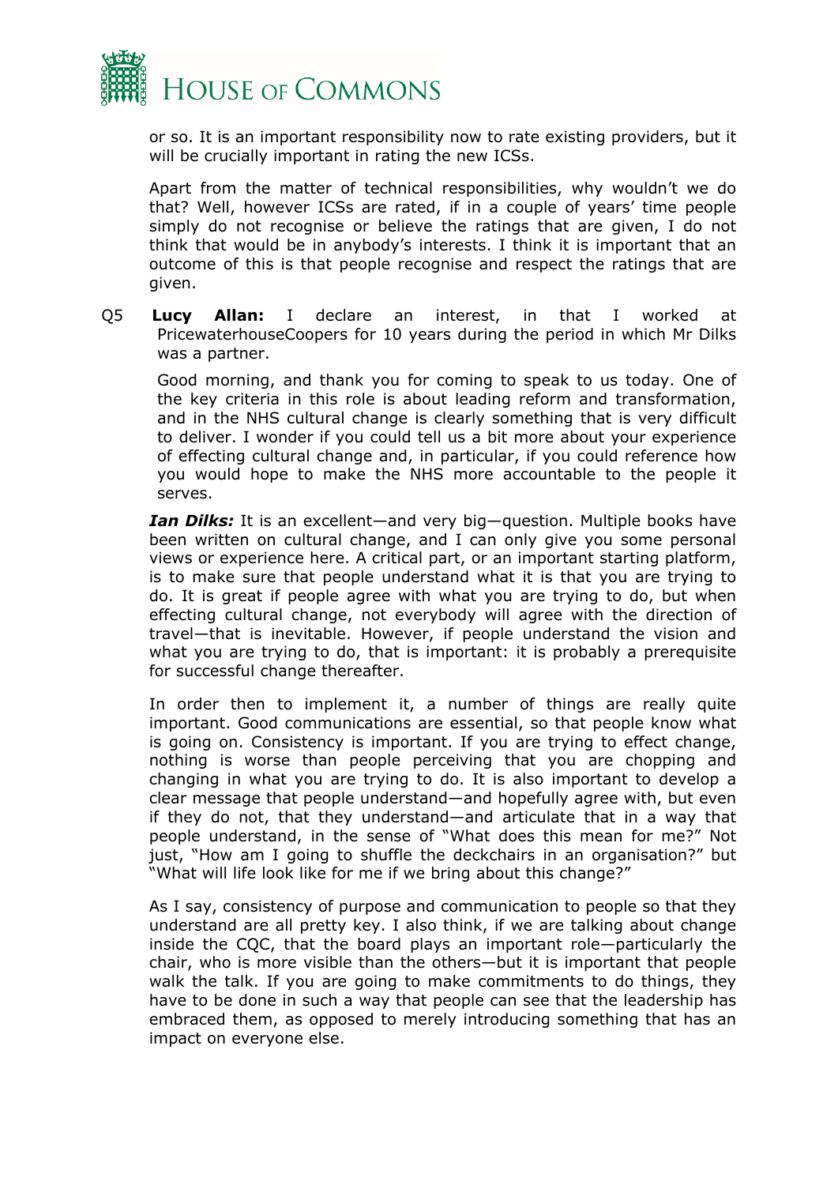or so. It is an important responsibility now to rate existing providers, but it will be crucially important in rating the new ICSs.

Apart from the matter of technical responsibilities, why wouldn't we do that? Well, however ICSs are rated, if in a couple of years' time people simply do not recognise or believe the ratings that are given, I do not think that would be in anybody's interests. I think it is important that an outcome of this is that people recognise and respect the ratings that are given.

Q5 **Lucy Allan:** I declare an interest, in that I worked at PricewaterhouseCoopers for 10 years during the period in which Mr Dilks was a partner.

Good morning, and thank you for coming to speak to us today. One of the key criteria in this role is about leading reform and transformation, and in the NHS cultural change is clearly something that is very difficult to deliver. I wonder if you could tell us a bit more about your experience of effecting cultural change and, in particular, if you could reference how you would hope to make the NHS more accountable to the people it serves.

***Ian Dilks:*** It is an excellent—and very big—question. Multiple books have been written on cultural change, and I can only give you some personal views or experience here. A critical part, or an important starting platform, is to make sure that people understand what it is that you are trying to do. It is great if people agree with what you are trying to do, but when effecting cultural change, not everybody will agree with the direction of travel—that is inevitable. However, if people understand the vision and what you are trying to do, that is important: it is probably a prerequisite for successful change thereafter.

In order then to implement it, a number of things are really quite important. Good communications are essential, so that people know what is going on. Consistency is important. If you are trying to effect change, nothing is worse than people perceiving that you are chopping and changing in what you are trying to do. It is also important to develop a clear message that people understand—and hopefully agree with, but even if they do not, that they understand—and articulate that in a way that people understand, in the sense of "What does this mean for me?" Not just, "How am I going to shuffle the deckchairs in an organisation?" but "What will life look like for me if we bring about this change?"

As I say, consistency of purpose and communication to people so that they understand are all pretty key. I also think, if we are talking about change inside the CQC, that the board plays an important role—particularly the chair, who is more visible than the others—but it is important that people walk the talk. If you are going to make commitments to do things, they have to be done in such a way that people can see that the leadership has embraced them, as opposed to merely introducing something that has an impact on everyone else.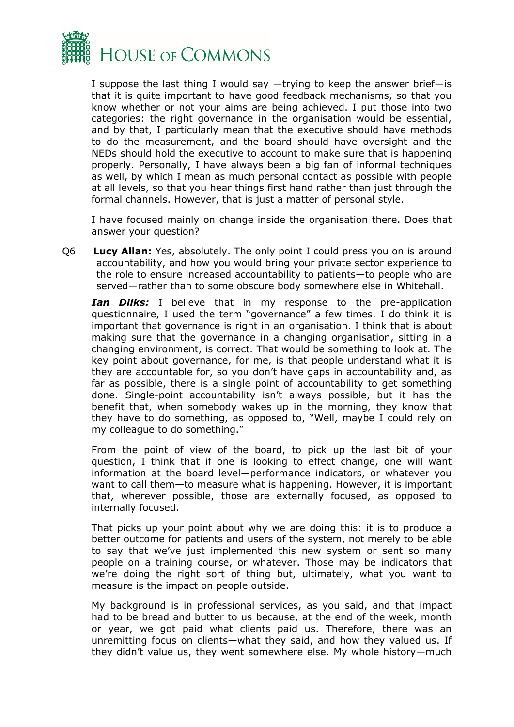I suppose the last thing I would say —trying to keep the answer brief—is that it is quite important to have good feedback mechanisms, so that you know whether or not your aims are being achieved. I put those into two categories: the right governance in the organisation would be essential, and by that, I particularly mean that the executive should have methods to do the measurement, and the board should have oversight and the NEDs should hold the executive to account to make sure that is happening properly. Personally, I have always been a big fan of informal techniques as well, by which I mean as much personal contact as possible with people at all levels, so that you hear things first hand rather than just through the formal channels. However, that is just a matter of personal style.

I have focused mainly on change inside the organisation there. Does that answer your question?

Q6 **Lucy Allan:** Yes, absolutely. The only point I could press you on is around accountability, and how you would bring your private sector experience to the role to ensure increased accountability to patients—to people who are served—rather than to some obscure body somewhere else in Whitehall.

***Ian Dilks:*** I believe that in my response to the pre-application questionnaire, I used the term "governance" a few times. I do think it is important that governance is right in an organisation. I think that is about making sure that the governance in a changing organisation, sitting in a changing environment, is correct. That would be something to look at. The key point about governance, for me, is that people understand what it is they are accountable for, so you don't have gaps in accountability and, as far as possible, there is a single point of accountability to get something done. Single-point accountability isn't always possible, but it has the benefit that, when somebody wakes up in the morning, they know that they have to do something, as opposed to, "Well, maybe I could rely on my colleague to do something."

From the point of view of the board, to pick up the last bit of your question, I think that if one is looking to effect change, one will want information at the board level—performance indicators, or whatever you want to call them—to measure what is happening. However, it is important that, wherever possible, those are externally focused, as opposed to internally focused.

That picks up your point about why we are doing this: it is to produce a better outcome for patients and users of the system, not merely to be able to say that we've just implemented this new system or sent so many people on a training course, or whatever. Those may be indicators that we're doing the right sort of thing but, ultimately, what you want to measure is the impact on people outside.

My background is in professional services, as you said, and that impact had to be bread and butter to us because, at the end of the week, month or year, we got paid what clients paid us. Therefore, there was an unremitting focus on clients—what they said, and how they valued us. If they didn't value us, they went somewhere else. My whole history—much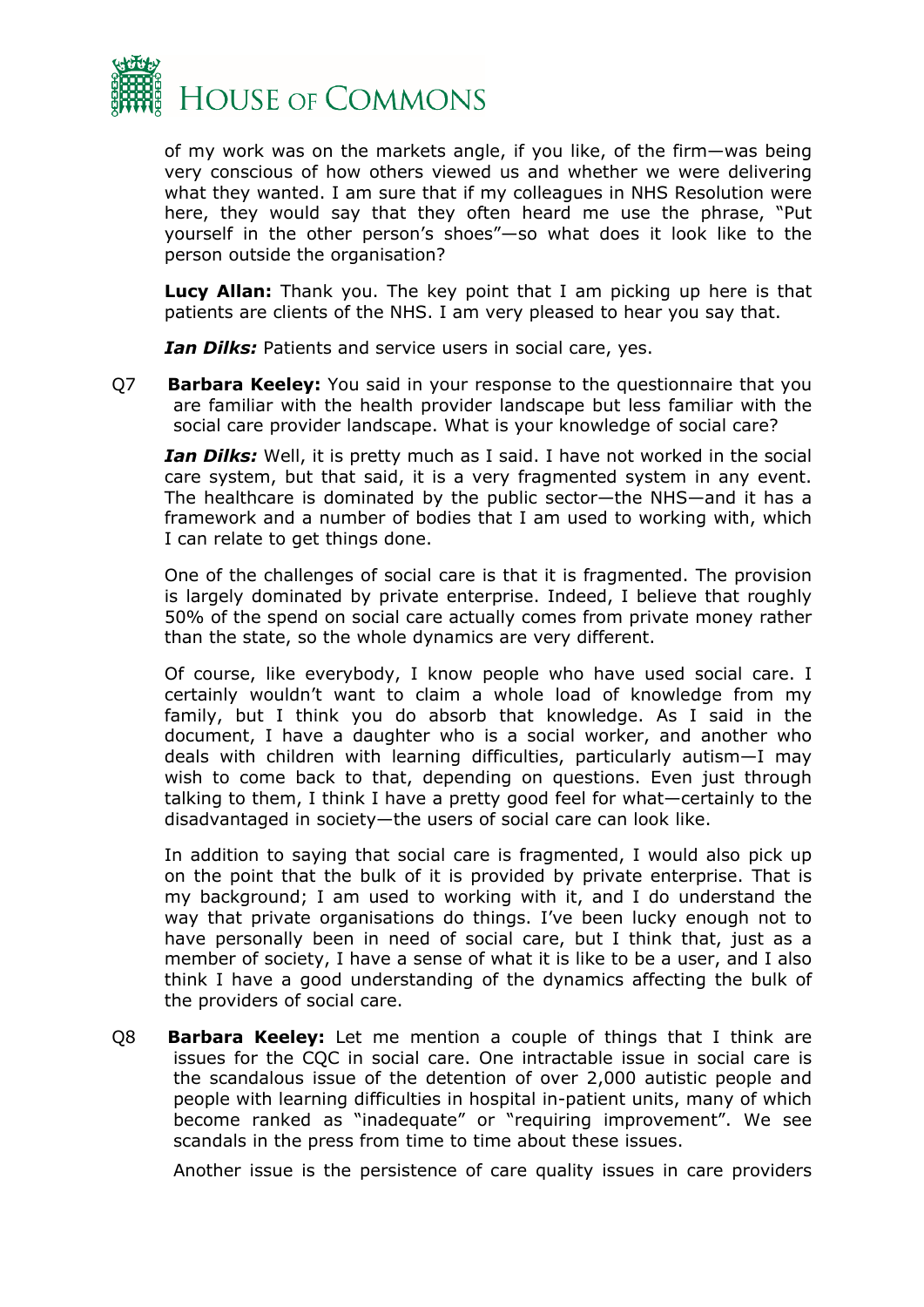of my work was on the markets angle, if you like, of the firm—was being very conscious of how others viewed us and whether we were delivering what they wanted. I am sure that if my colleagues in NHS Resolution were here, they would say that they often heard me use the phrase, "Put yourself in the other person's shoes"—so what does it look like to the person outside the organisation?

**Lucy Allan:** Thank you. The key point that I am picking up here is that patients are clients of the NHS. I am very pleased to hear you say that.

***Ian Dilks:*** Patients and service users in social care, yes.

Q7 **Barbara Keeley:** You said in your response to the questionnaire that you are familiar with the health provider landscape but less familiar with the social care provider landscape. What is your knowledge of social care?

***Ian Dilks:*** Well, it is pretty much as I said. I have not worked in the social care system, but that said, it is a very fragmented system in any event. The healthcare is dominated by the public sector—the NHS—and it has a framework and a number of bodies that I am used to working with, which I can relate to get things done.

One of the challenges of social care is that it is fragmented. The provision is largely dominated by private enterprise. Indeed, I believe that roughly 50% of the spend on social care actually comes from private money rather than the state, so the whole dynamics are very different.

Of course, like everybody, I know people who have used social care. I certainly wouldn't want to claim a whole load of knowledge from my family, but I think you do absorb that knowledge. As I said in the document, I have a daughter who is a social worker, and another who deals with children with learning difficulties, particularly autism—I may wish to come back to that, depending on questions. Even just through talking to them, I think I have a pretty good feel for what—certainly to the disadvantaged in society—the users of social care can look like.

In addition to saying that social care is fragmented, I would also pick up on the point that the bulk of it is provided by private enterprise. That is my background; I am used to working with it, and I do understand the way that private organisations do things. I've been lucky enough not to have personally been in need of social care, but I think that, just as a member of society, I have a sense of what it is like to be a user, and I also think I have a good understanding of the dynamics affecting the bulk of the providers of social care.

Q8 **Barbara Keeley:** Let me mention a couple of things that I think are issues for the CQC in social care. One intractable issue in social care is the scandalous issue of the detention of over 2,000 autistic people and people with learning difficulties in hospital in-patient units, many of which become ranked as "inadequate" or "requiring improvement". We see scandals in the press from time to time about these issues.

Another issue is the persistence of care quality issues in care providers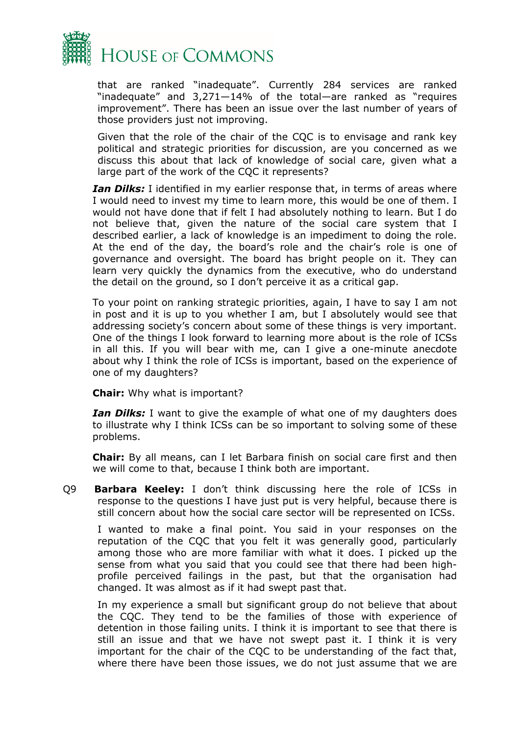that are ranked "inadequate". Currently 284 services are ranked "inadequate" and 3,271—14% of the total—are ranked as "requires improvement". There has been an issue over the last number of years of those providers just not improving.

Given that the role of the chair of the CQC is to envisage and rank key political and strategic priorities for discussion, are you concerned as we discuss this about that lack of knowledge of social care, given what a large part of the work of the CQC it represents?

***Ian Dilks:*** I identified in my earlier response that, in terms of areas where I would need to invest my time to learn more, this would be one of them. I would not have done that if felt I had absolutely nothing to learn. But I do not believe that, given the nature of the social care system that I described earlier, a lack of knowledge is an impediment to doing the role. At the end of the day, the board's role and the chair's role is one of governance and oversight. The board has bright people on it. They can learn very quickly the dynamics from the executive, who do understand the detail on the ground, so I don't perceive it as a critical gap.

To your point on ranking strategic priorities, again, I have to say I am not in post and it is up to you whether I am, but I absolutely would see that addressing society's concern about some of these things is very important. One of the things I look forward to learning more about is the role of ICSs in all this. If you will bear with me, can I give a one-minute anecdote about why I think the role of ICSs is important, based on the experience of one of my daughters?

**Chair:** Why what is important?

***Ian Dilks:*** I want to give the example of what one of my daughters does to illustrate why I think ICSs can be so important to solving some of these problems.

**Chair:** By all means, can I let Barbara finish on social care first and then we will come to that, because I think both are important.

Q9 **Barbara Keeley:** I don't think discussing here the role of ICSs in response to the questions I have just put is very helpful, because there is still concern about how the social care sector will be represented on ICSs.

I wanted to make a final point. You said in your responses on the reputation of the CQC that you felt it was generally good, particularly among those who are more familiar with what it does. I picked up the sense from what you said that you could see that there had been high-profile perceived failings in the past, but that the organisation had changed. It was almost as if it had swept past that.

In my experience a small but significant group do not believe that about the CQC. They tend to be the families of those with experience of detention in those failing units. I think it is important to see that there is still an issue and that we have not swept past it. I think it is very important for the chair of the CQC to be understanding of the fact that, where there have been those issues, we do not just assume that we are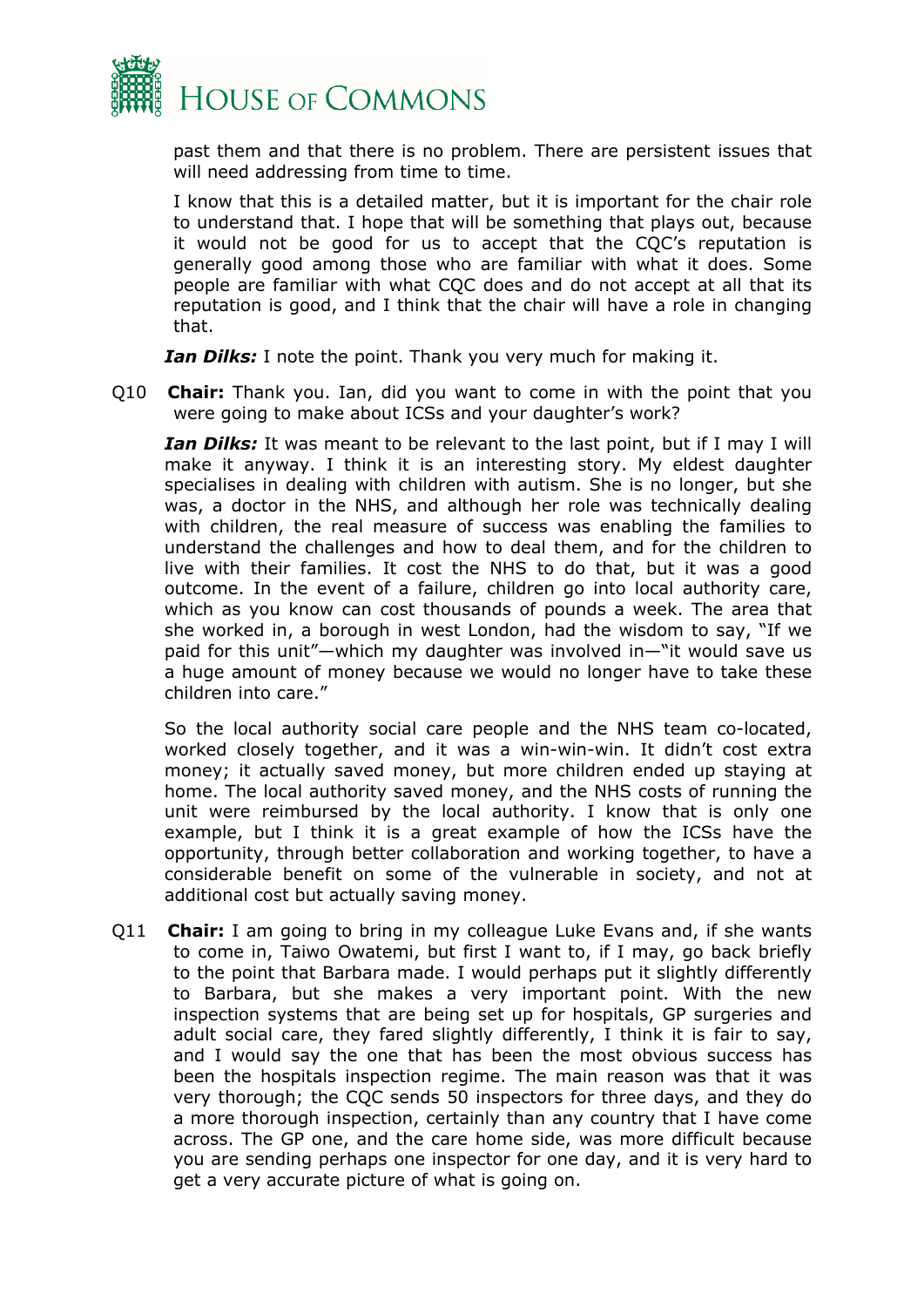past them and that there is no problem. There are persistent issues that will need addressing from time to time.

I know that this is a detailed matter, but it is important for the chair role to understand that. I hope that will be something that plays out, because it would not be good for us to accept that the CQC's reputation is generally good among those who are familiar with what it does. Some people are familiar with what CQC does and do not accept at all that its reputation is good, and I think that the chair will have a role in changing that.

***Ian Dilks:*** I note the point. Thank you very much for making it.

Q10 **Chair:** Thank you. Ian, did you want to come in with the point that you were going to make about ICSs and your daughter's work?

***Ian Dilks:*** It was meant to be relevant to the last point, but if I may I will make it anyway. I think it is an interesting story. My eldest daughter specialises in dealing with children with autism. She is no longer, but she was, a doctor in the NHS, and although her role was technically dealing with children, the real measure of success was enabling the families to understand the challenges and how to deal them, and for the children to live with their families. It cost the NHS to do that, but it was a good outcome. In the event of a failure, children go into local authority care, which as you know can cost thousands of pounds a week. The area that she worked in, a borough in west London, had the wisdom to say, "If we paid for this unit"—which my daughter was involved in—"it would save us a huge amount of money because we would no longer have to take these children into care."

So the local authority social care people and the NHS team co-located, worked closely together, and it was a win-win-win. It didn't cost extra money; it actually saved money, but more children ended up staying at home. The local authority saved money, and the NHS costs of running the unit were reimbursed by the local authority. I know that is only one example, but I think it is a great example of how the ICSs have the opportunity, through better collaboration and working together, to have a considerable benefit on some of the vulnerable in society, and not at additional cost but actually saving money.

Q11 **Chair:** I am going to bring in my colleague Luke Evans and, if she wants to come in, Taiwo Owatemi, but first I want to, if I may, go back briefly to the point that Barbara made. I would perhaps put it slightly differently to Barbara, but she makes a very important point. With the new inspection systems that are being set up for hospitals, GP surgeries and adult social care, they fared slightly differently, I think it is fair to say, and I would say the one that has been the most obvious success has been the hospitals inspection regime. The main reason was that it was very thorough; the CQC sends 50 inspectors for three days, and they do a more thorough inspection, certainly than any country that I have come across. The GP one, and the care home side, was more difficult because you are sending perhaps one inspector for one day, and it is very hard to get a very accurate picture of what is going on.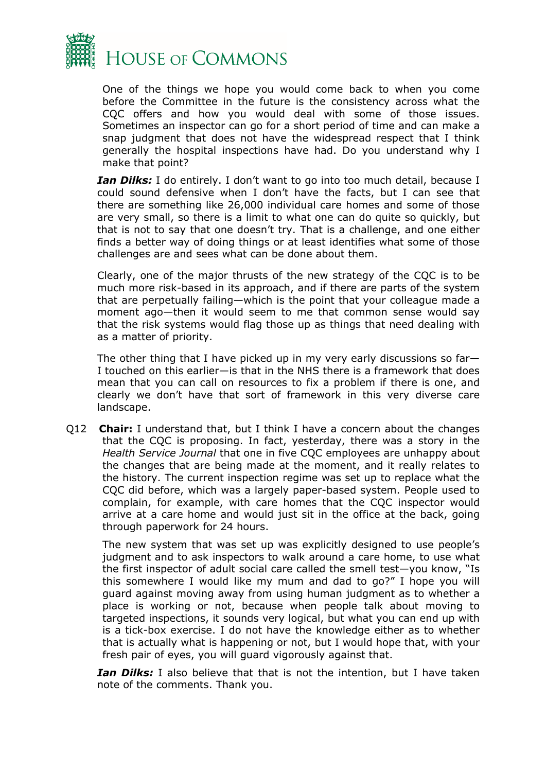One of the things we hope you would come back to when you come before the Committee in the future is the consistency across what the CQC offers and how you would deal with some of those issues. Sometimes an inspector can go for a short period of time and can make a snap judgment that does not have the widespread respect that I think generally the hospital inspections have had. Do you understand why I make that point?

***Ian Dilks:*** I do entirely. I don't want to go into too much detail, because I could sound defensive when I don't have the facts, but I can see that there are something like 26,000 individual care homes and some of those are very small, so there is a limit to what one can do quite so quickly, but that is not to say that one doesn't try. That is a challenge, and one either finds a better way of doing things or at least identifies what some of those challenges are and sees what can be done about them.

Clearly, one of the major thrusts of the new strategy of the CQC is to be much more risk-based in its approach, and if there are parts of the system that are perpetually failing—which is the point that your colleague made a moment ago—then it would seem to me that common sense would say that the risk systems would flag those up as things that need dealing with as a matter of priority.

The other thing that I have picked up in my very early discussions so far—I touched on this earlier—is that in the NHS there is a framework that does mean that you can call on resources to fix a problem if there is one, and clearly we don't have that sort of framework in this very diverse care landscape.

Q12 **Chair:** I understand that, but I think I have a concern about the changes that the CQC is proposing. In fact, yesterday, there was a story in the *Health Service Journal* that one in five CQC employees are unhappy about the changes that are being made at the moment, and it really relates to the history. The current inspection regime was set up to replace what the CQC did before, which was a largely paper-based system. People used to complain, for example, with care homes that the CQC inspector would arrive at a care home and would just sit in the office at the back, going through paperwork for 24 hours.

The new system that was set up was explicitly designed to use people's judgment and to ask inspectors to walk around a care home, to use what the first inspector of adult social care called the smell test—you know, "Is this somewhere I would like my mum and dad to go?" I hope you will guard against moving away from using human judgment as to whether a place is working or not, because when people talk about moving to targeted inspections, it sounds very logical, but what you can end up with is a tick-box exercise. I do not have the knowledge either as to whether that is actually what is happening or not, but I would hope that, with your fresh pair of eyes, you will guard vigorously against that.

***Ian Dilks:*** I also believe that that is not the intention, but I have taken note of the comments. Thank you.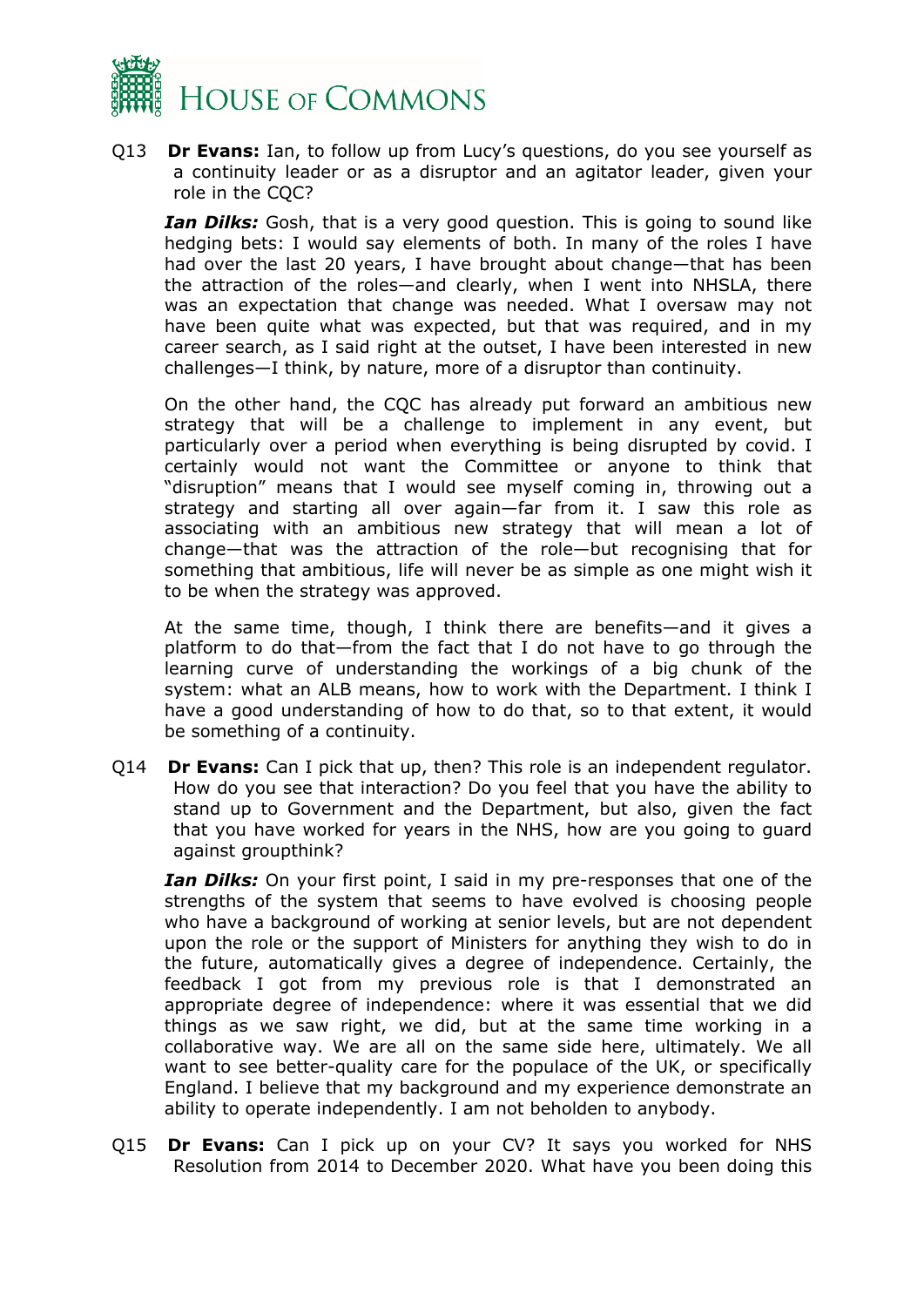Q13 **Dr Evans:** Ian, to follow up from Lucy's questions, do you see yourself as a continuity leader or as a disruptor and an agitator leader, given your role in the CQC?

***Ian Dilks:*** Gosh, that is a very good question. This is going to sound like hedging bets: I would say elements of both. In many of the roles I have had over the last 20 years, I have brought about change—that has been the attraction of the roles—and clearly, when I went into NHSLA, there was an expectation that change was needed. What I oversaw may not have been quite what was expected, but that was required, and in my career search, as I said right at the outset, I have been interested in new challenges—I think, by nature, more of a disruptor than continuity.

On the other hand, the CQC has already put forward an ambitious new strategy that will be a challenge to implement in any event, but particularly over a period when everything is being disrupted by covid. I certainly would not want the Committee or anyone to think that "disruption" means that I would see myself coming in, throwing out a strategy and starting all over again—far from it. I saw this role as associating with an ambitious new strategy that will mean a lot of change—that was the attraction of the role—but recognising that for something that ambitious, life will never be as simple as one might wish it to be when the strategy was approved.

At the same time, though, I think there are benefits—and it gives a platform to do that—from the fact that I do not have to go through the learning curve of understanding the workings of a big chunk of the system: what an ALB means, how to work with the Department. I think I have a good understanding of how to do that, so to that extent, it would be something of a continuity.

Q14 **Dr Evans:** Can I pick that up, then? This role is an independent regulator. How do you see that interaction? Do you feel that you have the ability to stand up to Government and the Department, but also, given the fact that you have worked for years in the NHS, how are you going to guard against groupthink?

***Ian Dilks:*** On your first point, I said in my pre-responses that one of the strengths of the system that seems to have evolved is choosing people who have a background of working at senior levels, but are not dependent upon the role or the support of Ministers for anything they wish to do in the future, automatically gives a degree of independence. Certainly, the feedback I got from my previous role is that I demonstrated an appropriate degree of independence: where it was essential that we did things as we saw right, we did, but at the same time working in a collaborative way. We are all on the same side here, ultimately. We all want to see better-quality care for the populace of the UK, or specifically England. I believe that my background and my experience demonstrate an ability to operate independently. I am not beholden to anybody.

Q15 **Dr Evans:** Can I pick up on your CV? It says you worked for NHS Resolution from 2014 to December 2020. What have you been doing this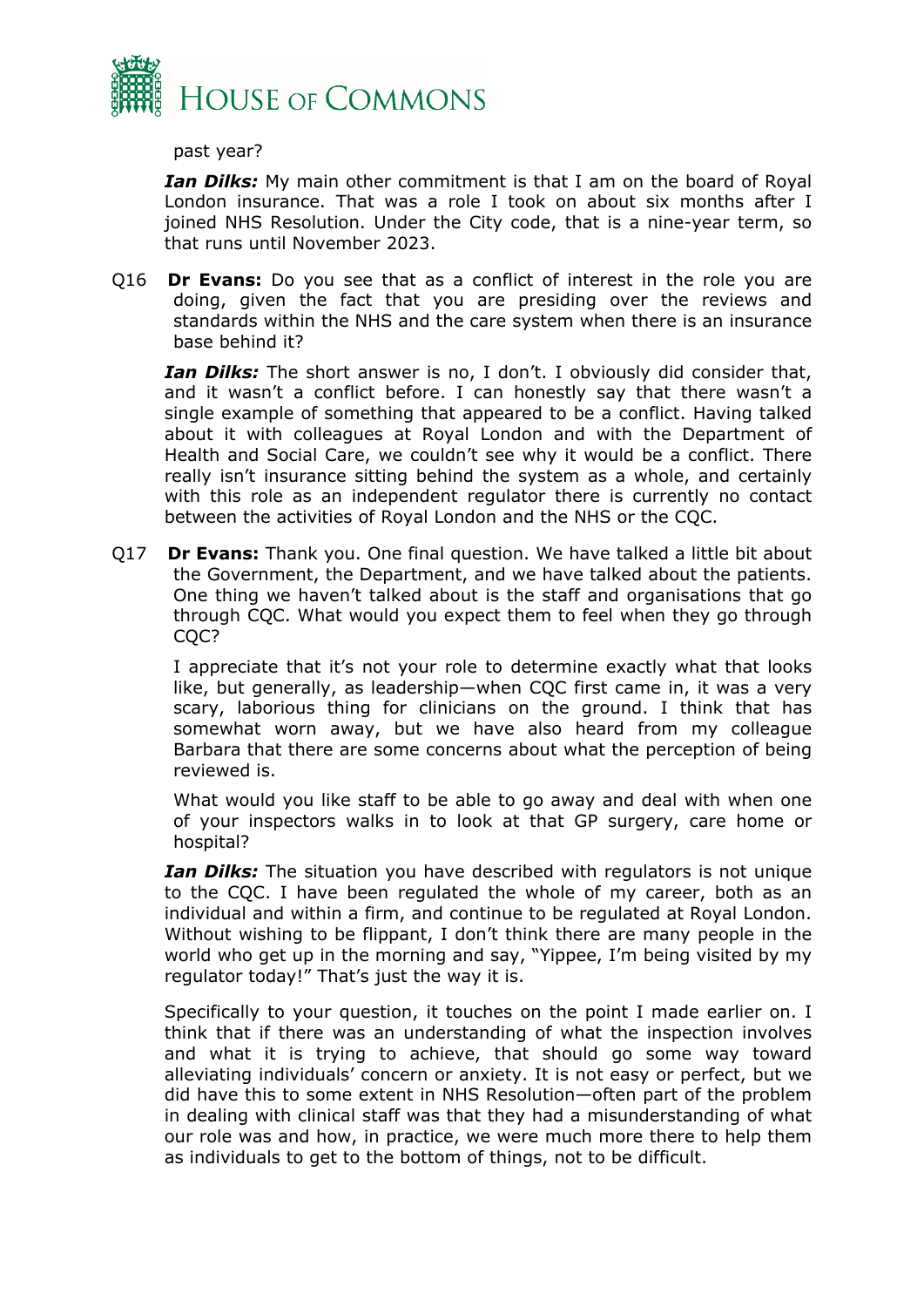past year?

***Ian Dilks:*** My main other commitment is that I am on the board of Royal London insurance. That was a role I took on about six months after I joined NHS Resolution. Under the City code, that is a nine-year term, so that runs until November 2023.

Q16 **Dr Evans:** Do you see that as a conflict of interest in the role you are doing, given the fact that you are presiding over the reviews and standards within the NHS and the care system when there is an insurance base behind it?

***Ian Dilks:*** The short answer is no, I don't. I obviously did consider that, and it wasn't a conflict before. I can honestly say that there wasn't a single example of something that appeared to be a conflict. Having talked about it with colleagues at Royal London and with the Department of Health and Social Care, we couldn't see why it would be a conflict. There really isn't insurance sitting behind the system as a whole, and certainly with this role as an independent regulator there is currently no contact between the activities of Royal London and the NHS or the CQC.

Q17 **Dr Evans:** Thank you. One final question. We have talked a little bit about the Government, the Department, and we have talked about the patients. One thing we haven't talked about is the staff and organisations that go through CQC. What would you expect them to feel when they go through CQC?

I appreciate that it's not your role to determine exactly what that looks like, but generally, as leadership—when CQC first came in, it was a very scary, laborious thing for clinicians on the ground. I think that has somewhat worn away, but we have also heard from my colleague Barbara that there are some concerns about what the perception of being reviewed is.

What would you like staff to be able to go away and deal with when one of your inspectors walks in to look at that GP surgery, care home or hospital?

***Ian Dilks:*** The situation you have described with regulators is not unique to the CQC. I have been regulated the whole of my career, both as an individual and within a firm, and continue to be regulated at Royal London. Without wishing to be flippant, I don't think there are many people in the world who get up in the morning and say, "Yippee, I'm being visited by my regulator today!" That's just the way it is.

Specifically to your question, it touches on the point I made earlier on. I think that if there was an understanding of what the inspection involves and what it is trying to achieve, that should go some way toward alleviating individuals' concern or anxiety. It is not easy or perfect, but we did have this to some extent in NHS Resolution—often part of the problem in dealing with clinical staff was that they had a misunderstanding of what our role was and how, in practice, we were much more there to help them as individuals to get to the bottom of things, not to be difficult.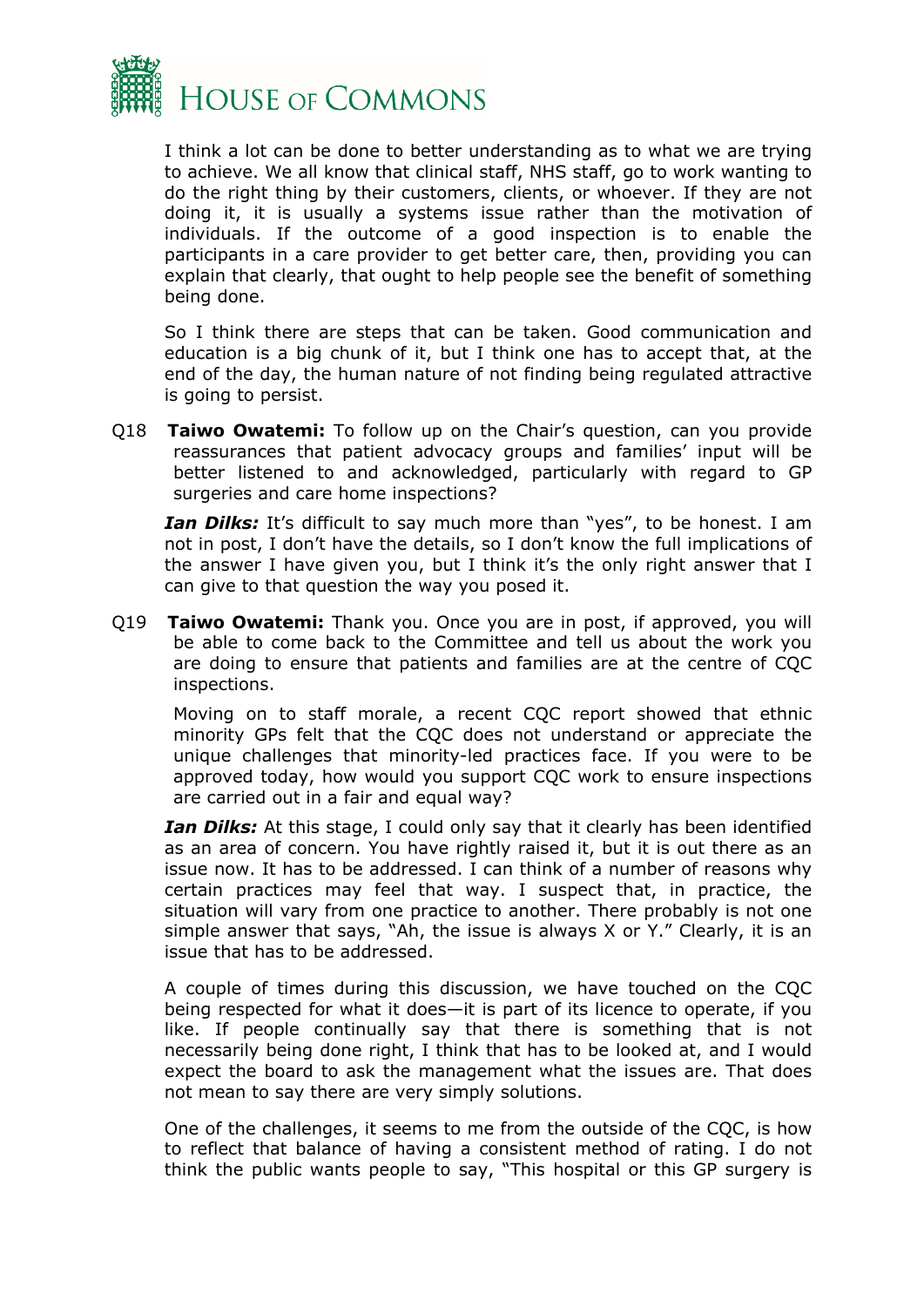I think a lot can be done to better understanding as to what we are trying to achieve. We all know that clinical staff, NHS staff, go to work wanting to do the right thing by their customers, clients, or whoever. If they are not doing it, it is usually a systems issue rather than the motivation of individuals. If the outcome of a good inspection is to enable the participants in a care provider to get better care, then, providing you can explain that clearly, that ought to help people see the benefit of something being done.

So I think there are steps that can be taken. Good communication and education is a big chunk of it, but I think one has to accept that, at the end of the day, the human nature of not finding being regulated attractive is going to persist.

Q18 **Taiwo Owatemi:** To follow up on the Chair's question, can you provide reassurances that patient advocacy groups and families' input will be better listened to and acknowledged, particularly with regard to GP surgeries and care home inspections?

***Ian Dilks:*** It's difficult to say much more than "yes", to be honest. I am not in post, I don't have the details, so I don't know the full implications of the answer I have given you, but I think it's the only right answer that I can give to that question the way you posed it.

Q19 **Taiwo Owatemi:** Thank you. Once you are in post, if approved, you will be able to come back to the Committee and tell us about the work you are doing to ensure that patients and families are at the centre of CQC inspections.

Moving on to staff morale, a recent CQC report showed that ethnic minority GPs felt that the CQC does not understand or appreciate the unique challenges that minority-led practices face. If you were to be approved today, how would you support CQC work to ensure inspections are carried out in a fair and equal way?

***Ian Dilks:*** At this stage, I could only say that it clearly has been identified as an area of concern. You have rightly raised it, but it is out there as an issue now. It has to be addressed. I can think of a number of reasons why certain practices may feel that way. I suspect that, in practice, the situation will vary from one practice to another. There probably is not one simple answer that says, "Ah, the issue is always X or Y." Clearly, it is an issue that has to be addressed.

A couple of times during this discussion, we have touched on the CQC being respected for what it does—it is part of its licence to operate, if you like. If people continually say that there is something that is not necessarily being done right, I think that has to be looked at, and I would expect the board to ask the management what the issues are. That does not mean to say there are very simply solutions.

One of the challenges, it seems to me from the outside of the CQC, is how to reflect that balance of having a consistent method of rating. I do not think the public wants people to say, "This hospital or this GP surgery is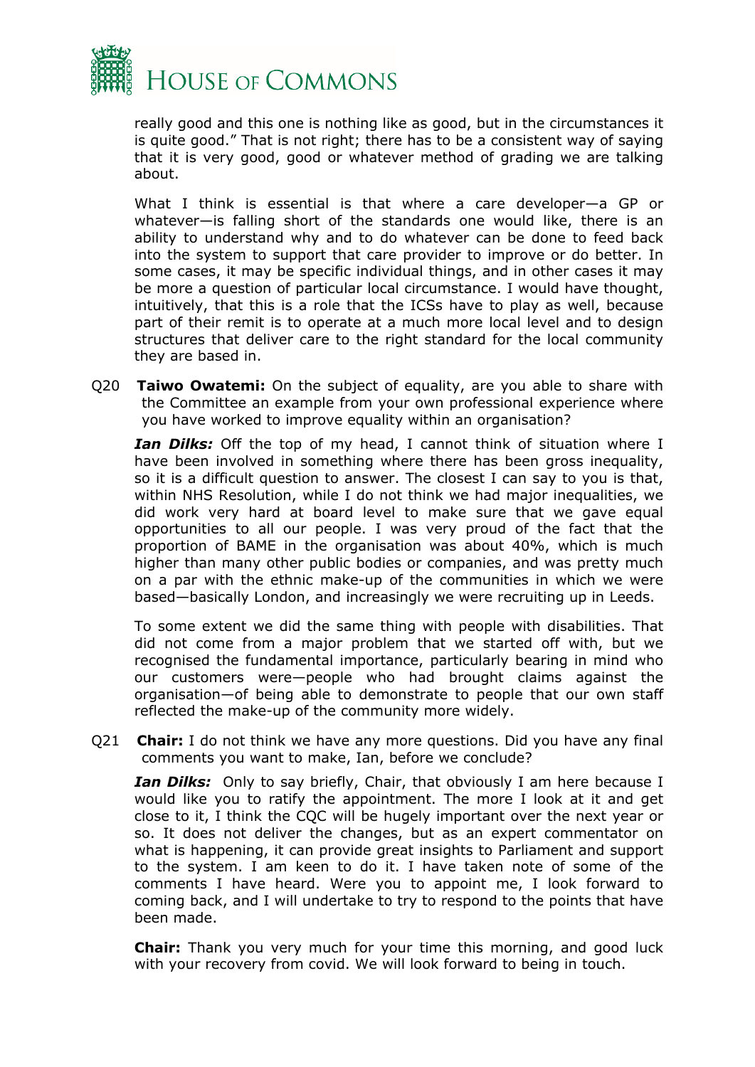really good and this one is nothing like as good, but in the circumstances it is quite good." That is not right; there has to be a consistent way of saying that it is very good, good or whatever method of grading we are talking about.

What I think is essential is that where a care developer—a GP or whatever—is falling short of the standards one would like, there is an ability to understand why and to do whatever can be done to feed back into the system to support that care provider to improve or do better. In some cases, it may be specific individual things, and in other cases it may be more a question of particular local circumstance. I would have thought, intuitively, that this is a role that the ICSs have to play as well, because part of their remit is to operate at a much more local level and to design structures that deliver care to the right standard for the local community they are based in.

Q20 **Taiwo Owatemi:** On the subject of equality, are you able to share with the Committee an example from your own professional experience where you have worked to improve equality within an organisation?

***Ian Dilks:*** Off the top of my head, I cannot think of situation where I have been involved in something where there has been gross inequality, so it is a difficult question to answer. The closest I can say to you is that, within NHS Resolution, while I do not think we had major inequalities, we did work very hard at board level to make sure that we gave equal opportunities to all our people. I was very proud of the fact that the proportion of BAME in the organisation was about 40%, which is much higher than many other public bodies or companies, and was pretty much on a par with the ethnic make-up of the communities in which we were based—basically London, and increasingly we were recruiting up in Leeds.

To some extent we did the same thing with people with disabilities. That did not come from a major problem that we started off with, but we recognised the fundamental importance, particularly bearing in mind who our customers were—people who had brought claims against the organisation—of being able to demonstrate to people that our own staff reflected the make-up of the community more widely.

Q21 **Chair:** I do not think we have any more questions. Did you have any final comments you want to make, Ian, before we conclude?

***Ian Dilks:*** Only to say briefly, Chair, that obviously I am here because I would like you to ratify the appointment. The more I look at it and get close to it, I think the CQC will be hugely important over the next year or so. It does not deliver the changes, but as an expert commentator on what is happening, it can provide great insights to Parliament and support to the system. I am keen to do it. I have taken note of some of the comments I have heard. Were you to appoint me, I look forward to coming back, and I will undertake to try to respond to the points that have been made.

**Chair:** Thank you very much for your time this morning, and good luck with your recovery from covid. We will look forward to being in touch.